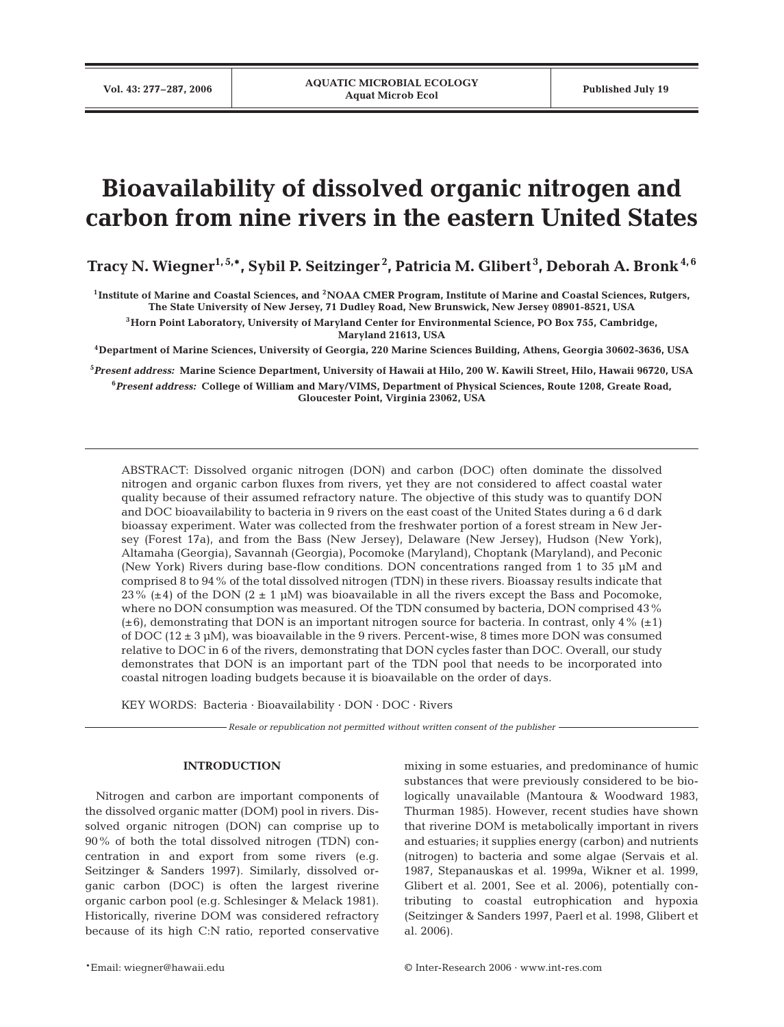# Bioavailability of dissolved organic nitrogen and carbon from nine rivers in the eastern United States

**Tracy N. Wiegner[1,5,*], Sybil P. Seitzinger[2], Patricia M. Glibert[3], Deborah A. Bronk[4,6]**

[1]Institute of Marine and Coastal Sciences, and [2]NOAA CMER Program, Institute of Marine and Coastal Sciences, Rutgers, The State University of New Jersey, 71 Dudley Road, New Brunswick, New Jersey 08901-8521, USA

[3]Horn Point Laboratory, University of Maryland Center for Environmental Science, PO Box 755, Cambridge, Maryland 21613, USA

[4]Department of Marine Sciences, University of Georgia, 220 Marine Sciences Building, Athens, Georgia 30602-3636, USA

[5]*Present address:* Marine Science Department, University of Hawaii at Hilo, 200 W. Kawili Street, Hilo, Hawaii 96720, USA

[6]*Present address:* College of William and Mary/VIMS, Department of Physical Sciences, Route 1208, Greate Road, Gloucester Point, Virginia 23062, USA

ABSTRACT: Dissolved organic nitrogen (DON) and carbon (DOC) often dominate the dissolved nitrogen and organic carbon fluxes from rivers, yet they are not considered to affect coastal water quality because of their assumed refractory nature. The objective of this study was to quantify DON and DOC bioavailability to bacteria in 9 rivers on the east coast of the United States during a 6 d dark bioassay experiment. Water was collected from the freshwater portion of a forest stream in New Jersey (Forest 17a), and from the Bass (New Jersey), Delaware (New Jersey), Hudson (New York), Altamaha (Georgia), Savannah (Georgia), Pocomoke (Maryland), Choptank (Maryland), and Peconic (New York) Rivers during base-flow conditions. DON concentrations ranged from 1 to 35 µM and comprised 8 to 94% of the total dissolved nitrogen (TDN) in these rivers. Bioassay results indicate that 23% (±4) of the DON (2 ± 1 µM) was bioavailable in all the rivers except the Bass and Pocomoke, where no DON consumption was measured. Of the TDN consumed by bacteria, DON comprised 43% (±6), demonstrating that DON is an important nitrogen source for bacteria. In contrast, only 4% (±1) of DOC (12 ± 3 µM), was bioavailable in the 9 rivers. Percent-wise, 8 times more DON was consumed relative to DOC in 6 of the rivers, demonstrating that DON cycles faster than DOC. Overall, our study demonstrates that DON is an important part of the TDN pool that needs to be incorporated into coastal nitrogen loading budgets because it is bioavailable on the order of days.

KEY WORDS: Bacteria · Bioavailability · DON · DOC · Rivers

*Resale or republication not permitted without written consent of the publisher*

## INTRODUCTION

Nitrogen and carbon are important components of the dissolved organic matter (DOM) pool in rivers. Dissolved organic nitrogen (DON) can comprise up to 90% of both the total dissolved nitrogen (TDN) concentration in and export from some rivers (e.g. Seitzinger & Sanders 1997). Similarly, dissolved organic carbon (DOC) is often the largest riverine organic carbon pool (e.g. Schlesinger & Melack 1981). Historically, riverine DOM was considered refractory because of its high C:N ratio, reported conservative mixing in some estuaries, and predominance of humic substances that were previously considered to be biologically unavailable (Mantoura & Woodward 1983, Thurman 1985). However, recent studies have shown that riverine DOM is metabolically important in rivers and estuaries; it supplies energy (carbon) and nutrients (nitrogen) to bacteria and some algae (Servais et al. 1987, Stepanauskas et al. 1999a, Wikner et al. 1999, Glibert et al. 2001, See et al. 2006), potentially contributing to coastal eutrophication and hypoxia (Seitzinger & Sanders 1997, Paerl et al. 1998, Glibert et al. 2006).

*Email: wiegner@hawaii.edu

© Inter-Research 2006 · www.int-res.com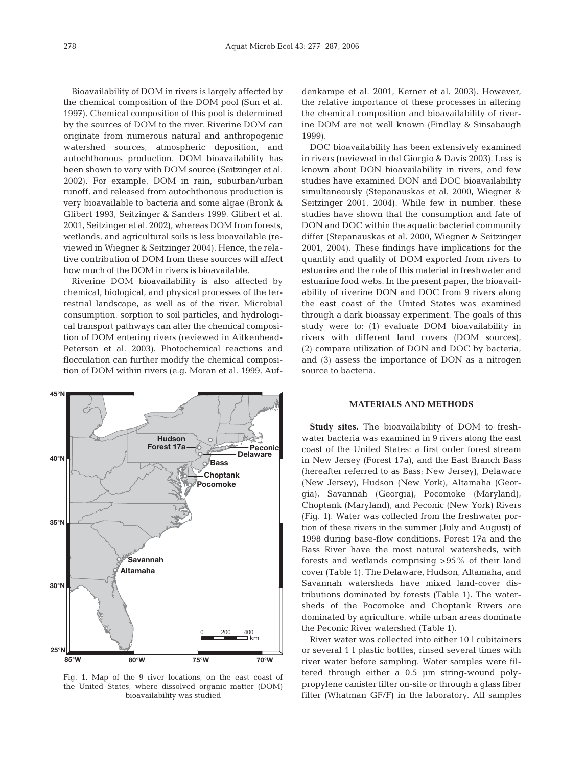Bioavailability of DOM in rivers is largely affected by the chemical composition of the DOM pool (Sun et al. 1997). Chemical composition of this pool is determined by the sources of DOM to the river. Riverine DOM can originate from numerous natural and anthropogenic watershed sources, atmospheric deposition, and autochthonous production. DOM bioavailability has been shown to vary with DOM source (Seitzinger et al. 2002). For example, DOM in rain, suburban/urban runoff, and released from autochthonous production is very bioavailable to bacteria and some algae (Bronk & Glibert 1993, Seitzinger & Sanders 1999, Glibert et al. 2001, Seitzinger et al. 2002), whereas DOM from forests, wetlands, and agricultural soils is less bioavailable (reviewed in Wiegner & Seitzinger 2004). Hence, the relative contribution of DOM from these sources will affect how much of the DOM in rivers is bioavailable.

Riverine DOM bioavailability is also affected by chemical, biological, and physical processes of the terrestrial landscape, as well as of the river. Microbial consumption, sorption to soil particles, and hydrological transport pathways can alter the chemical composition of DOM entering rivers (reviewed in Aitkenhead-Peterson et al. 2003). Photochemical reactions and flocculation can further modify the chemical composition of DOM within rivers (e.g. Moran et al. 1999, Aufdenkampe et al. 2001, Kerner et al. 2003). However, the relative importance of these processes in altering the chemical composition and bioavailability of riverine DOM are not well known (Findlay & Sinsabaugh 1999).

DOC bioavailability has been extensively examined in rivers (reviewed in del Giorgio & Davis 2003). Less is known about DON bioavailability in rivers, and few studies have examined DON and DOC bioavailability simultaneously (Stepanauskas et al. 2000, Wiegner & Seitzinger 2001, 2004). While few in number, these studies have shown that the consumption and fate of DON and DOC within the aquatic bacterial community differ (Stepanauskas et al. 2000, Wiegner & Seitzinger 2001, 2004). These findings have implications for the quantity and quality of DOM exported from rivers to estuaries and the role of this material in freshwater and estuarine food webs. In the present paper, the bioavailability of riverine DON and DOC from 9 rivers along the east coast of the United States was examined through a dark bioassay experiment. The goals of this study were to: (1) evaluate DOM bioavailability in rivers with different land covers (DOM sources), (2) compare utilization of DON and DOC by bacteria, and (3) assess the importance of DON as a nitrogen source to bacteria.

Fig. 1. Map of the 9 river locations, on the east coast of the United States, where dissolved organic matter (DOM) bioavailability was studied

## MATERIALS AND METHODS

**Study sites.** The bioavailability of DOM to freshwater bacteria was examined in 9 rivers along the east coast of the United States: a first order forest stream in New Jersey (Forest 17a), and the East Branch Bass (hereafter referred to as Bass; New Jersey), Delaware (New Jersey), Hudson (New York), Altamaha (Georgia), Savannah (Georgia), Pocomoke (Maryland), Choptank (Maryland), and Peconic (New York) Rivers (Fig. 1). Water was collected from the freshwater portion of these rivers in the summer (July and August) of 1998 during base-flow conditions. Forest 17a and the Bass River have the most natural watersheds, with forests and wetlands comprising >95% of their land cover (Table 1). The Delaware, Hudson, Altamaha, and Savannah watersheds have mixed land-cover distributions dominated by forests (Table 1). The watersheds of the Pocomoke and Choptank Rivers are dominated by agriculture, while urban areas dominate the Peconic River watershed (Table 1).

River water was collected into either 10 l cubitainers or several 1 l plastic bottles, rinsed several times with river water before sampling. Water samples were filtered through either a 0.5 µm string-wound polypropylene canister filter on-site or through a glass fiber filter (Whatman GF/F) in the laboratory. All samples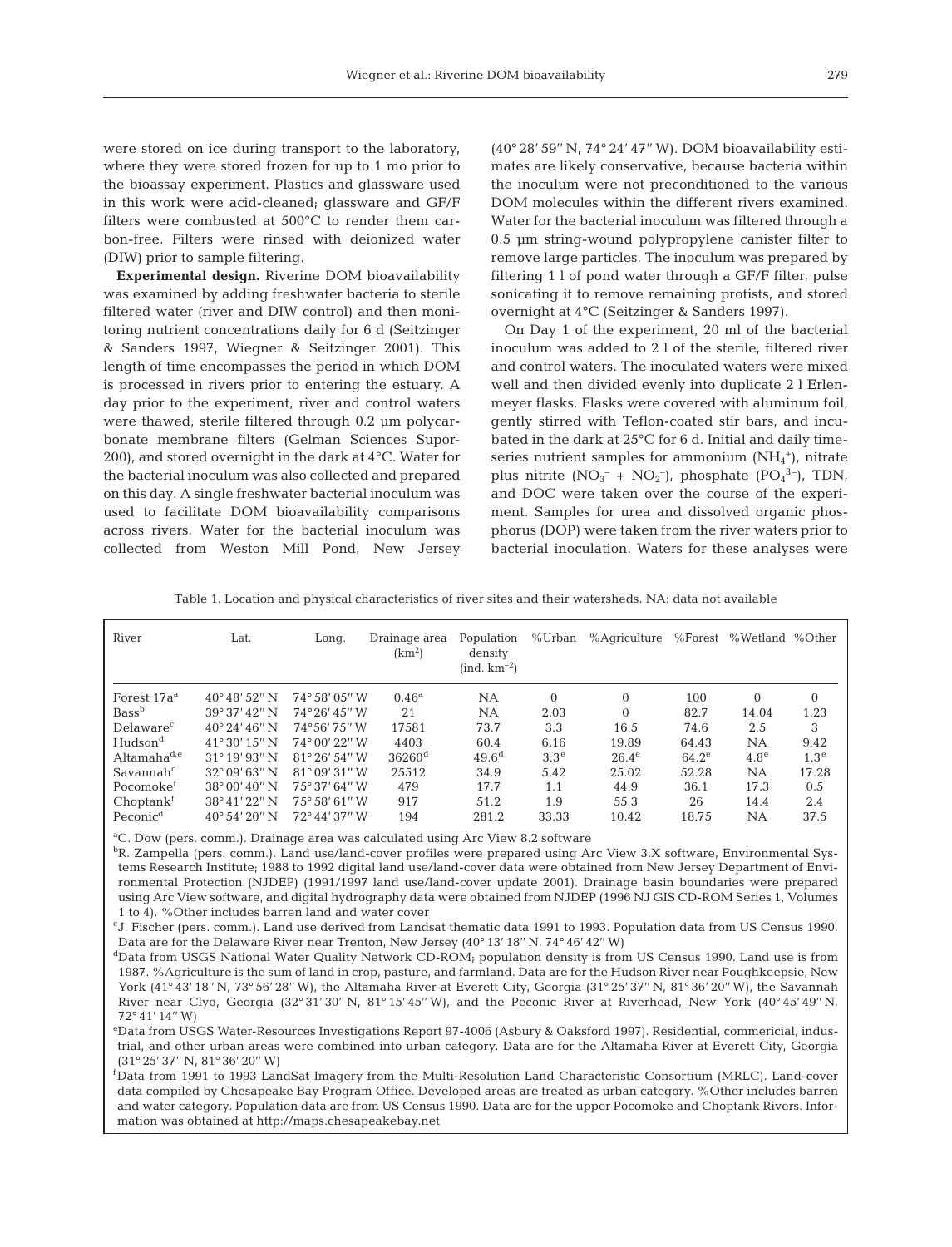were stored on ice during transport to the laboratory, where they were stored frozen for up to 1 mo prior to the bioassay experiment. Plastics and glassware used in this work were acid-cleaned; glassware and GF/F filters were combusted at 500°C to render them carbon-free. Filters were rinsed with deionized water (DIW) prior to sample filtering.

**Experimental design.** Riverine DOM bioavailability was examined by adding freshwater bacteria to sterile filtered water (river and DIW control) and then monitoring nutrient concentrations daily for 6 d (Seitzinger & Sanders 1997, Wiegner & Seitzinger 2001). This length of time encompasses the period in which DOM is processed in rivers prior to entering the estuary. A day prior to the experiment, river and control waters were thawed, sterile filtered through 0.2 µm polycarbonate membrane filters (Gelman Sciences Supor-200), and stored overnight in the dark at 4°C. Water for the bacterial inoculum was also collected and prepared on this day. A single freshwater bacterial inoculum was used to facilitate DOM bioavailability comparisons across rivers. Water for the bacterial inoculum was collected from Weston Mill Pond, New Jersey (40° 28′ 59″ N, 74° 24′ 47″ W). DOM bioavailability estimates are likely conservative, because bacteria within the inoculum were not preconditioned to the various DOM molecules within the different rivers examined. Water for the bacterial inoculum was filtered through a 0.5 µm string-wound polypropylene canister filter to remove large particles. The inoculum was prepared by filtering 1 l of pond water through a GF/F filter, pulse sonicating it to remove remaining protists, and stored overnight at 4°C (Seitzinger & Sanders 1997).

On Day 1 of the experiment, 20 ml of the bacterial inoculum was added to 2 l of the sterile, filtered river and control waters. The inoculated waters were mixed well and then divided evenly into duplicate 2 l Erlenmeyer flasks. Flasks were covered with aluminum foil, gently stirred with Teflon-coated stir bars, and incubated in the dark at 25°C for 6 d. Initial and daily time-series nutrient samples for ammonium ($NH_4^+$), nitrate plus nitrite ($NO_3^-$ + $NO_2^-$), phosphate ($PO_4^{3-}$), TDN, and DOC were taken over the course of the experiment. Samples for urea and dissolved organic phosphorus (DOP) were taken from the river waters prior to bacterial inoculation. Waters for these analyses were

Table 1. Location and physical characteristics of river sites and their watersheds. NA: data not available

| River | Lat. | Long. | Drainage area (km$^2$) | Population density (ind. km$^{-2}$) | %Urban | %Agriculture | %Forest | %Wetland | %Other |
|---|---|---|---|---|---|---|---|---|---|
| Forest 17a[a] | 40° 48′ 52″ N | 74° 58′ 05″ W | 0.46[a] | NA | 0 | 0 | 100 | 0 | 0 |
| Bass[b] | 39° 37′ 42″ N | 74° 26′ 45″ W | 21 | NA | 2.03 | 0 | 82.7 | 14.04 | 1.23 |
| Delaware[c] | 40° 24′ 46″ N | 74°56′ 75″ W | 17581 | 73.7 | 3.3 | 16.5 | 74.6 | 2.5 | 3 |
| Hudson[d] | 41° 30′ 15″ N | 74° 00′ 22″ W | 4403 | 60.4 | 6.16 | 19.89 | 64.43 | NA | 9.42 |
| Altamaha[d,e] | 31° 19′ 93″ N | 81° 26′ 54″ W | 36260[d] | 49.6[d] | 3.3[e] | 26.4[e] | 64.2[e] | 4.8[e] | 1.3[e] |
| Savannah[d] | 32° 09′ 63″ N | 81° 09′ 31″ W | 25512 | 34.9 | 5.42 | 25.02 | 52.28 | NA | 17.28 |
| Pocomoke[f] | 38° 00′ 40″ N | 75° 37′ 64″ W | 479 | 17.7 | 1.1 | 44.9 | 36.1 | 17.3 | 0.5 |
| Choptank[f] | 38° 41′ 22″ N | 75° 58′ 61″ W | 917 | 51.2 | 1.9 | 55.3 | 26 | 14.4 | 2.4 |
| Peconic[d] | 40° 54′ 20″ N | 72° 44′ 37″ W | 194 | 281.2 | 33.33 | 10.42 | 18.75 | NA | 37.5 |

[a]C. Dow (pers. comm.). Drainage area was calculated using Arc View 8.2 software

[b]R. Zampella (pers. comm.). Land use/land-cover profiles were prepared using Arc View 3.X software, Environmental Systems Research Institute; 1988 to 1992 digital land use/land-cover data were obtained from New Jersey Department of Environmental Protection (NJDEP) (1991/1997 land use/land-cover update 2001). Drainage basin boundaries were prepared using Arc View software, and digital hydrography data were obtained from NJDEP (1996 NJ GIS CD-ROM Series 1, Volumes 1 to 4). %Other includes barren land and water cover

[c]J. Fischer (pers. comm.). Land use derived from Landsat thematic data 1991 to 1993. Population data from US Census 1990. Data are for the Delaware River near Trenton, New Jersey (40° 13′ 18″ N, 74° 46′ 42″ W)

[d]Data from USGS National Water Quality Network CD-ROM; population density is from US Census 1990. Land use is from 1987. %Agriculture is the sum of land in crop, pasture, and farmland. Data are for the Hudson River near Poughkeepsie, New York (41° 43′ 18″ N, 73° 56′ 28″ W), the Altamaha River at Everett City, Georgia (31° 25′ 37″ N, 81° 36′ 20″ W), the Savannah River near Clyo, Georgia (32° 31′ 30″ N, 81° 15′ 45″ W), and the Peconic River at Riverhead, New York (40° 45′ 49″ N, 72° 41′ 14″ W)

[e]Data from USGS Water-Resources Investigations Report 97-4006 (Asbury & Oaksford 1997). Residential, industrial, and other urban areas were combined into urban category. Data are for the Altamaha River at Everett City, Georgia (31° 25′ 37″ N, 81° 36′ 20″ W)

[f]Data from 1991 to 1993 LandSat Imagery from the Multi-Resolution Land Characteristic Consortium (MRLC). Land-cover data compiled by Chesapeake Bay Program Office. Developed areas are treated as urban category. %Other includes barren and water category. Population data are from US Census 1990. Data are for the upper Pocomoke and Choptank Rivers. Information was obtained at http://maps.chesapeakebay.net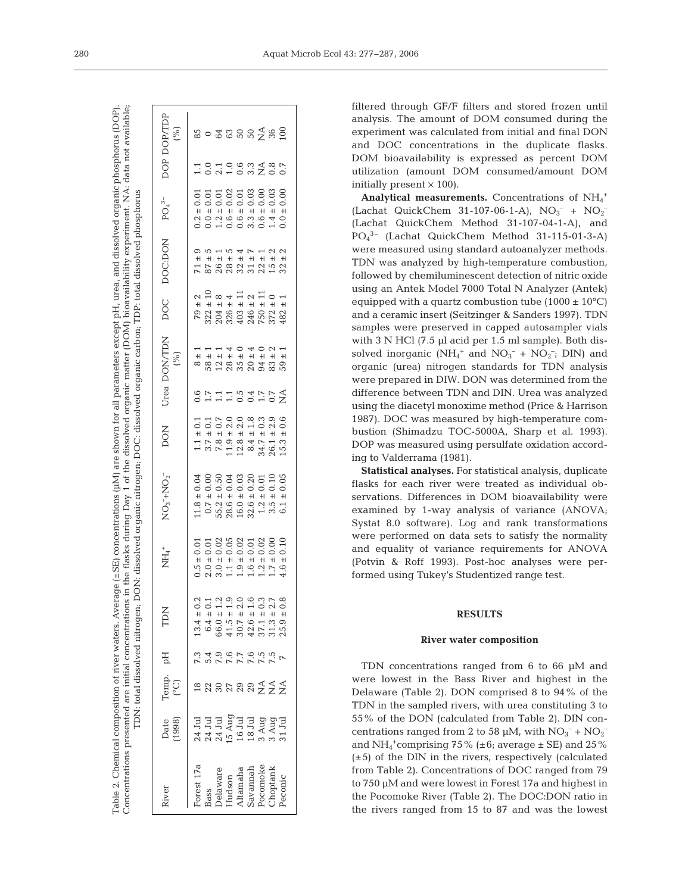Table 2. Chemical composition of river waters. Average (±SE) concentrations (µM) are shown for all parameters except pH, urea, and dissolved organic phosphorus (DOP). Concentrations presented are initial concentrations in the flasks during Day 1 of the dissolved organic matter (DOM) bioavailability experiment. NA: data not available; TDN: total dissolved nitrogen; DON: dissolved organic nitrogen; DOC: dissolved organic carbon; TDP: total dissolved phosphorus

| River | Date (1998) | Temp. (°C) | pH | TDN | $NH_4^+$ | $NO_3^-$+$NO_2^-$ | DON | Urea | DON/TDN (%) | DOC | DOC:DON | $PO_4^{3-}$ | DOP | DOP/TDP (%) |
|---|---|---|---|---|---|---|---|---|---|---|---|---|---|---|
| Forest 17a | 24 Jul | 18 | 7.3 | 13.4 ± 0.2 | 0.5 ± 0.01 | 11.8 ± 0.04 | 1.1 ± 0.1 | 0.6 | 8 ± 1 | 79 ± 2 | 71 ± 9 | 0.2 ± 0.01 | 1.1 | 85 |
| Bass | 24 Jul | 22 | 5.4 | 6.4 ± 0.1 | 2.0 ± 0.01 | 0.7 ± 0.00 | 3.7 ± 0.1 | 1.7 | 58 ± 1 | 322 ± 10 | 87 ± 5 | 0.0 ± 0.01 | 0.0 | 0 |
| Delaware | 24 Jul | 30 | 7.9 | 66.0 ± 1.2 | 3.0 ± 0.02 | 55.2 ± 0.50 | 7.8 ± 0.7 | 1.1 | 12 ± 1 | 204 ± 8 | 26 ± 1 | 1.2 ± 0.01 | 2.1 | 64 |
| Hudson | 15 Aug | 27 | 7.6 | 41.5 ± 1.9 | 1.1 ± 0.05 | 28.6 ± 0.04 | 11.9 ± 2.0 | 1.1 | 28 ± 4 | 326 ± 4 | 28 ± 5 | 0.6 ± 0.02 | 1.0 | 63 |
| Altamaha | 16 Jul | 29 | 7.7 | 30.7 ± 2.0 | 1.9 ± 0.02 | 16.0 ± 0.03 | 12.8 ± 2.0 | 0.5 | 35 ± 0 | 403 ± 11 | 32 ± 4 | 0.6 ± 0.01 | 0.6 | 50 |
| Savannah | 18 Jul | 29 | 7.6 | 42.6 ± 1.6 | 1.6 ± 0.01 | 32.6 ± 0.20 | 8.4 ± 1.8 | 0.4 | 20 ± 4 | 246 ± 2 | 31 ± 7 | 3.3 ± 0.03 | 3.3 | 50 |
| Pocomoke | 3 Aug | NA | 7.5 | 37.1 ± 0.3 | 1.2 ± 0.02 | 1.2 ± 0.01 | 34.7 ± 0.3 | 1.7 | 94 ± 0 | 750 ± 11 | 22 ± 1 | 0.6 ± 0.00 | NA | NA |
| Choptank | 3 Aug | NA | 7.5 | 31.3 ± 2.7 | 1.7 ± 0.00 | 3.5 ± 0.10 | 26.1 ± 2.9 | 0.7 | 83 ± 2 | 372 ± 0 | 15 ± 2 | 1.4 ± 0.03 | 0.8 | 36 |
| Peconic | 31 Jul | NA | 7 | 25.9 ± 0.8 | 4.6 ± 0.10 | 6.1 ± 0.05 | 15.3 ± 0.6 | NA | 59 ± 1 | 482 ± 1 | 32 ± 2 | 0.0 ± 0.00 | 0.7 | 100 |

filtered through GF/F filters and stored frozen until analysis. The amount of DOM consumed during the experiment was calculated from initial and final DON and DOC concentrations in the duplicate flasks. DOM bioavailability is expressed as percent DOM utilization (amount DOM consumed/amount DOM initially present × 100).

**Analytical measurements.** Concentrations of $NH_4^+$ (Lachat QuickChem 31-107-06-1-A), $NO_3^-$ + $NO_2^-$ (Lachat QuickChem Method 31-107-04-1-A), and $PO_4^{3-}$ (Lachat QuickChem Method 31-115-01-3-A) were measured using standard autoanalyzer methods. TDN was analyzed by high-temperature combustion, followed by chemiluminescent detection of nitric oxide using an Antek Model 7000 Total N Analyzer (Antek) equipped with a quartz combustion tube (1000 ± 10°C) and a ceramic insert (Seitzinger & Sanders 1997). TDN samples were preserved in capped autosampler vials with 3 N HCl (7.5 µl acid per 1.5 ml sample). Both dissolved inorganic ($NH_4^+$ and $NO_3^-$ + $NO_2^-$; DIN) and organic (urea) nitrogen standards for TDN analysis were prepared in DIW. DON was determined from the difference between TDN and DIN. Urea was analyzed using the diacetyl monoxime method (Price & Harrison 1987). DOC was measured by high-temperature combustion (Shimadzu TOC-5000A, Sharp et al. 1993). DOP was measured using persulfate oxidation according to Valderrama (1981).

**Statistical analyses.** For statistical analysis, duplicate flasks for each river were treated as individual observations. Differences in DOM bioavailability were examined by 1-way analysis of variance (ANOVA; Systat 8.0 software). Log and rank transformations were performed on data sets to satisfy the normality and equality of variance requirements for ANOVA (Potvin & Roff 1993). Post-hoc analyses were performed using Tukey's Studentized range test.

## RESULTS

### River water composition

TDN concentrations ranged from 6 to 66 µM and were lowest in the Bass River and highest in the Delaware (Table 2). DON comprised 8 to 94% of the TDN in the sampled rivers, with urea constituting 3 to 55% of the DON (calculated from Table 2). DIN concentrations ranged from 2 to 58 µM, with $NO_3^-$ + $NO_2^-$ and $NH_4^+$comprising 75% (±6; average ± SE) and 25% (±5) of the DIN in the rivers, respectively (calculated from Table 2). Concentrations of DOC ranged from 79 to 750 µM and were lowest in Forest 17a and highest in the Pocomoke River (Table 2). The DOC:DON ratio in the rivers ranged from 15 to 87 and was the lowest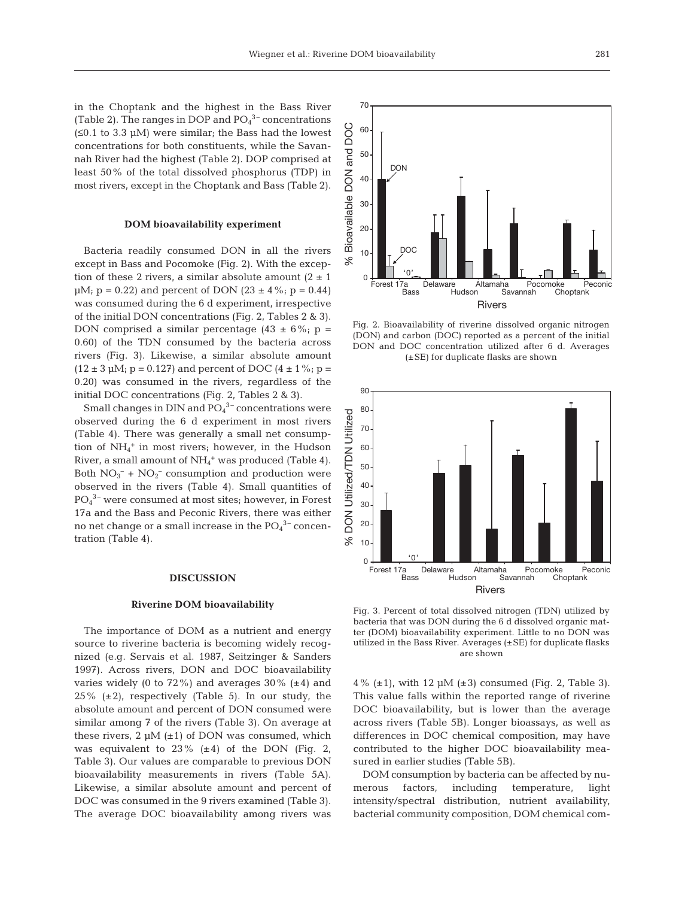in the Choptank and the highest in the Bass River (Table 2). The ranges in DOP and $PO_4^{3-}$ concentrations (≤0.1 to 3.3 µM) were similar; the Bass had the lowest concentrations for both constituents, while the Savannah River had the highest (Table 2). DOP comprised at least 50% of the total dissolved phosphorus (TDP) in most rivers, except in the Choptank and Bass (Table 2).

### DOM bioavailability experiment

Bacteria readily consumed DON in all the rivers except in Bass and Pocomoke (Fig. 2). With the exception of these 2 rivers, a similar absolute amount (2 ± 1 µM; $p = 0.22$) and percent of DON (23 ± 4%; $p = 0.44$) was consumed during the 6 d experiment, irrespective of the initial DON concentrations (Fig. 2, Tables 2 & 3). DON comprised a similar percentage (43 ± 6%; $p = 0.60$) of the TDN consumed by the bacteria across rivers (Fig. 3). Likewise, a similar absolute amount (12 ± 3 µM; $p = 0.127$) and percent of DOC (4 ± 1%; $p = 0.20$) was consumed in the rivers, regardless of the initial DOC concentrations (Fig. 2, Tables 2 & 3).

Small changes in DIN and $PO_4^{3-}$ concentrations were observed during the 6 d experiment in most rivers (Table 4). There was generally a small net consumption of $NH_4^+$ in most rivers; however, in the Hudson River, a small amount of $NH_4^+$ was produced (Table 4). Both $NO_3^- + NO_2^-$ consumption and production were observed in the rivers (Table 4). Small quantities of $PO_4^{3-}$ were consumed at most sites; however, in Forest 17a and the Bass and Peconic Rivers, there was either no net change or a small increase in the $PO_4^{3-}$ concentration (Table 4).

Fig. 2. Bioavailability of riverine dissolved organic nitrogen (DON) and carbon (DOC) reported as a percent of the initial DON and DOC concentration utilized after 6 d. Averages (±SE) for duplicate flasks are shown

Fig. 3. Percent of total dissolved nitrogen (TDN) utilized by bacteria that was DON during the 6 d dissolved organic matter (DOM) bioavailability experiment. Little to no DON was utilized in the Bass River. Averages (±SE) for duplicate flasks are shown

## DISCUSSION

### Riverine DOM bioavailability

The importance of DOM as a nutrient and energy source to riverine bacteria is becoming widely recognized (e.g. Servais et al. 1987, Seitzinger & Sanders 1997). Across rivers, DON and DOC bioavailability varies widely (0 to 72%) and averages 30% (±4) and 25% (±2), respectively (Table 5). In our study, the absolute amount and percent of DON consumed were similar among 7 of the rivers (Table 3). On average at these rivers, 2 µM (±1) of DON was consumed, which was equivalent to 23% (±4) of the DON (Fig. 2, Table 3). Our values are comparable to previous DON bioavailability measurements in rivers (Table 5A). Likewise, a similar absolute amount and percent of DOC was consumed in the 9 rivers examined (Table 3). The average DOC bioavailability among rivers was 4% (±1), with 12 µM (±3) consumed (Fig. 2, Table 3). This value falls within the reported range of riverine DOC bioavailability, but is lower than the average across rivers (Table 5B). Longer bioassays, as well as differences in DOC chemical composition, may have contributed to the higher DOC bioavailability measured in earlier studies (Table 5B).

DOM consumption by bacteria can be affected by numerous factors, including temperature, light intensity/spectral distribution, nutrient availability, bacterial community composition, DOM chemical com-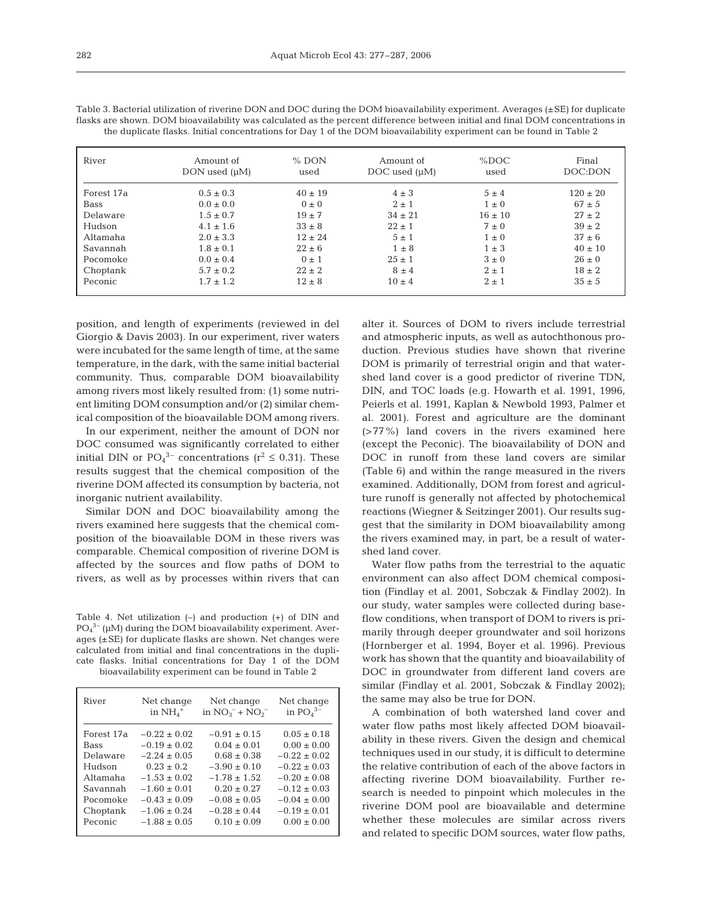Table 3. Bacterial utilization of riverine DON and DOC during the DOM bioavailability experiment. Averages (±SE) for duplicate flasks are shown. DOM bioavailability was calculated as the percent difference between initial and final DOM concentrations in the duplicate flasks. Initial concentrations for Day 1 of the DOM bioavailability experiment can be found in Table 2

| River | Amount of DON used (μM) | % DON used | Amount of DOC used (μM) | %DOC used | Final DOC:DON |
|---|---|---|---|---|---|
| Forest 17a | 0.5 ± 0.3 | 40 ± 19 | 4 ± 3 | 5 ± 4 | 120 ± 20 |
| Bass | 0.0 ± 0.0 | 0 ± 0 | 2 ± 1 | 1 ± 0 | 67 ± 5 |
| Delaware | 1.5 ± 0.7 | 19 ± 7 | 34 ± 21 | 16 ± 10 | 27 ± 2 |
| Hudson | 4.1 ± 1.6 | 33 ± 8 | 22 ± 1 | 7 ± 0 | 39 ± 2 |
| Altamaha | 2.0 ± 3.3 | 12 ± 24 | 5 ± 1 | 1 ± 0 | 37 ± 6 |
| Savannah | 1.8 ± 0.1 | 22 ± 6 | 1 ± 8 | 1 ± 3 | 40 ± 10 |
| Pocomoke | 0.0 ± 0.4 | 0 ± 1 | 25 ± 1 | 3 ± 0 | 26 ± 0 |
| Choptank | 5.7 ± 0.2 | 22 ± 2 | 8 ± 4 | 2 ± 1 | 18 ± 2 |
| Peconic | 1.7 ± 1.2 | 12 ± 8 | 10 ± 4 | 2 ± 1 | 35 ± 5 |

position, and length of experiments (reviewed in del Giorgio & Davis 2003). In our experiment, river waters were incubated for the same length of time, at the same temperature, in the dark, with the same initial bacterial community. Thus, comparable DOM bioavailability among rivers most likely resulted from: (1) some nutrient limiting DOM consumption and/or (2) similar chemical composition of the bioavailable DOM among rivers.

In our experiment, neither the amount of DON nor DOC consumed was significantly correlated to either initial DIN or $PO_4^{3-}$ concentrations ($r^2 \leq 0.31$). These results suggest that the chemical composition of the riverine DOM affected its consumption by bacteria, not inorganic nutrient availability.

Similar DON and DOC bioavailability among the rivers examined here suggests that the chemical composition of the bioavailable DOM in these rivers was comparable. Chemical composition of riverine DOM is affected by the sources and flow paths of DOM to rivers, as well as by processes within rivers that can alter it. Sources of DOM to rivers include terrestrial and atmospheric inputs, as well as autochthonous production. Previous studies have shown that riverine DOM is primarily of terrestrial origin and that watershed land cover is a good predictor of riverine TDN, DIN, and TOC loads (e.g. Howarth et al. 1991, 1996, Peierls et al. 1991, Kaplan & Newbold 1993, Palmer et al. 2001). Forest and agriculture are the dominant (>77%) land covers in the rivers examined here (except the Peconic). The bioavailability of DON and DOC in runoff from these land covers are similar (Table 6) and within the range measured in the rivers examined. Additionally, DOM from forest and agriculture runoff is generally not affected by photochemical reactions (Wiegner & Seitzinger 2001). Our results suggest that the similarity in DOM bioavailability among the rivers examined may, in part, be a result of watershed land cover.

Table 4. Net utilization (–) and production (+) of DIN and $PO_4^{3-}$ (μM) during the DOM bioavailability experiment. Averages (±SE) for duplicate flasks are shown. Net changes were calculated from initial and final concentrations in the duplicate flasks. Initial concentrations for Day 1 of the DOM bioavailability experiment can be found in Table 2

| River | Net change in $NH_4^+$ | Net change in $NO_3^- + NO_2^-$ | Net change in $PO_4^{3-}$ |
|---|---|---|---|
| Forest 17a | −0.22 ± 0.02 | −0.91 ± 0.15 | 0.05 ± 0.18 |
| Bass | −0.19 ± 0.02 | 0.04 ± 0.01 | 0.00 ± 0.00 |
| Delaware | −2.24 ± 0.05 | 0.68 ± 0.38 | −0.22 ± 0.02 |
| Hudson | 0.23 ± 0.2 | −3.90 ± 0.10 | −0.22 ± 0.03 |
| Altamaha | −1.53 ± 0.02 | −1.78 ± 1.52 | −0.20 ± 0.08 |
| Savannah | −1.60 ± 0.01 | 0.20 ± 0.27 | −0.12 ± 0.03 |
| Pocomoke | −0.43 ± 0.09 | −0.08 ± 0.05 | −0.04 ± 0.00 |
| Choptank | −1.06 ± 0.24 | −0.28 ± 0.44 | −0.19 ± 0.01 |
| Peconic | −1.88 ± 0.05 | 0.10 ± 0.09 | 0.00 ± 0.00 |

Water flow paths from the terrestrial to the aquatic environment can also affect DOM chemical composition (Findlay et al. 2001, Sobczak & Findlay 2002). In our study, water samples were collected during baseflow conditions, when transport of DOM to rivers is primarily through deeper groundwater and soil horizons (Hornberger et al. 1994, Boyer et al. 1996). Previous work has shown that the quantity and bioavailability of DOC in groundwater from different land covers are similar (Findlay et al. 2001, Sobczak & Findlay 2002); the same may also be true for DON.

A combination of both watershed land cover and water flow paths most likely affected DOM bioavailability in these rivers. Given the design and chemical techniques used in our study, it is difficult to determine the relative contribution of each of the above factors in affecting riverine DOM bioavailability. Further research is needed to pinpoint which molecules in the riverine DOM pool are bioavailable and determine whether these molecules are similar across rivers and related to specific DOM sources, water flow paths,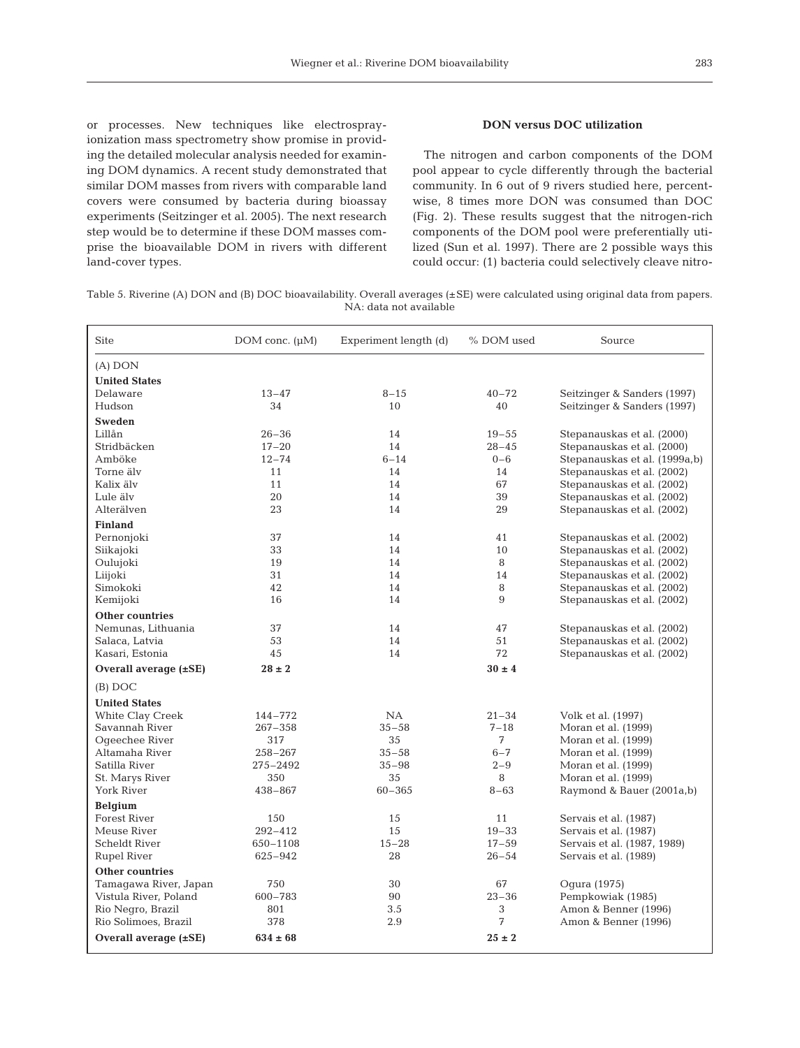or processes. New techniques like electrospray-ionization mass spectrometry show promise in providing the detailed molecular analysis needed for examining DOM dynamics. A recent study demonstrated that similar DOM masses from rivers with comparable land covers were consumed by bacteria during bioassay experiments (Seitzinger et al. 2005). The next research step would be to determine if these DOM masses comprise the bioavailable DOM in rivers with different land-cover types.

### DON versus DOC utilization

The nitrogen and carbon components of the DOM pool appear to cycle differently through the bacterial community. In 6 out of 9 rivers studied here, percentwise, 8 times more DON was consumed than DOC (Fig. 2). These results suggest that the nitrogen-rich components of the DOM pool were preferentially utilized (Sun et al. 1997). There are 2 possible ways this could occur: (1) bacteria could selectively cleave nitro-

Table 5. Riverine (A) DON and (B) DOC bioavailability. Overall averages (±SE) were calculated using original data from papers. NA: data not available

| Site | DOM conc. (µM) | Experiment length (d) | % DOM used | Source |
|---|---|---|---|---|
| (A) DON | | | | |
| **United States** | | | | |
| Delaware | 13–47 | 8–15 | 40–72 | Seitzinger & Sanders (1997) |
| Hudson | 34 | 10 | 40 | Seitzinger & Sanders (1997) |
| **Sweden** | | | | |
| Lillån | 26–36 | 14 | 19–55 | Stepanauskas et al. (2000) |
| Stridbäcken | 17–20 | 14 | 28–45 | Stepanauskas et al. (2000) |
| Amböke | 12–74 | 6–14 | 0–6 | Stepanauskas et al. (1999a,b) |
| Torne älv | 11 | 14 | 14 | Stepanauskas et al. (2002) |
| Kalix älv | 11 | 14 | 67 | Stepanauskas et al. (2002) |
| Lule älv | 20 | 14 | 39 | Stepanauskas et al. (2002) |
| Alterälven | 23 | 14 | 29 | Stepanauskas et al. (2002) |
| **Finland** | | | | |
| Pernonjoki | 37 | 14 | 41 | Stepanauskas et al. (2002) |
| Siikajoki | 33 | 14 | 10 | Stepanauskas et al. (2002) |
| Oulujoki | 19 | 14 | 8 | Stepanauskas et al. (2002) |
| Liijoki | 31 | 14 | 14 | Stepanauskas et al. (2002) |
| Simokoki | 42 | 14 | 8 | Stepanauskas et al. (2002) |
| Kemijoki | 16 | 14 | 9 | Stepanauskas et al. (2002) |
| **Other countries** | | | | |
| Nemunas, Lithuania | 37 | 14 | 47 | Stepanauskas et al. (2002) |
| Salaca, Latvia | 53 | 14 | 51 | Stepanauskas et al. (2002) |
| Kasari, Estonia | 45 | 14 | 72 | Stepanauskas et al. (2002) |
| **Overall average (±SE)** | **28 ± 2** | | **30 ± 4** | |
| (B) DOC | | | | |
| **United States** | | | | |
| White Clay Creek | 144–772 | NA | 21–34 | Volk et al. (1997) |
| Savannah River | 267–358 | 35–58 | 7–18 | Moran et al. (1999) |
| Ogeechee River | 317 | 35 | 7 | Moran et al. (1999) |
| Altamaha River | 258–267 | 35–58 | 6–7 | Moran et al. (1999) |
| Satilla River | 275–2492 | 35–98 | 2–9 | Moran et al. (1999) |
| St. Marys River | 350 | 35 | 8 | Moran et al. (1999) |
| York River | 438–867 | 60–365 | 8–63 | Raymond & Bauer (2001a,b) |
| **Belgium** | | | | |
| Forest River | 150 | 15 | 11 | Servais et al. (1987) |
| Meuse River | 292–412 | 15 | 19–33 | Servais et al. (1987) |
| Scheldt River | 650–1108 | 15–28 | 17–59 | Servais et al. (1987, 1989) |
| Rupel River | 625–942 | 28 | 26–54 | Servais et al. (1989) |
| **Other countries** | | | | |
| Tamagawa River, Japan | 750 | 30 | 67 | Ogura (1975) |
| Vistula River, Poland | 600–783 | 90 | 23–36 | Pempkowiak (1985) |
| Rio Negro, Brazil | 801 | 3.5 | 3 | Amon & Benner (1996) |
| Rio Solimoes, Brazil | 378 | 2.9 | 7 | Amon & Benner (1996) |
| **Overall average (±SE)** | **634 ± 68** | | **25 ± 2** | |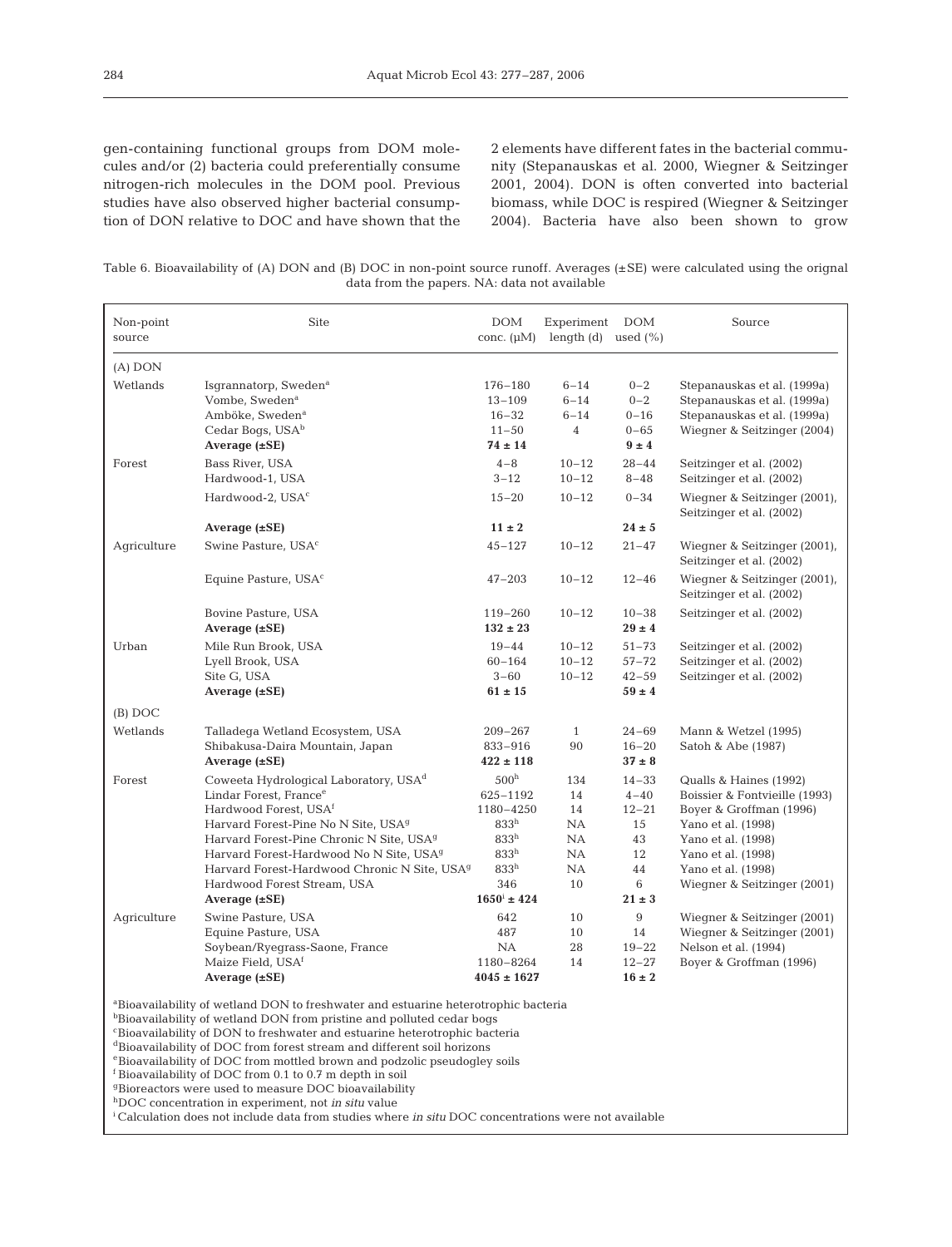gen-containing functional groups from DOM molecules and/or (2) bacteria could preferentially consume nitrogen-rich molecules in the DOM pool. Previous studies have also observed higher bacterial consumption of DON relative to DOC and have shown that the 2 elements have different fates in the bacterial community (Stepanauskas et al. 2000, Wiegner & Seitzinger 2001, 2004). DON is often converted into bacterial biomass, while DOC is respired (Wiegner & Seitzinger 2004). Bacteria have also been shown to grow

Table 6. Bioavailability of (A) DON and (B) DOC in non-point source runoff. Averages (±SE) were calculated using the orignal data from the papers. NA: data not available

| Non-point source | Site | DOM conc. (μM) | Experiment length (d) | DOM used (%) | Source |
|---|---|---|---|---|---|
| (A) DON | | | | | |
| Wetlands | Isgrannatorp, Sweden[a] | 176–180 | 6–14 | 0–2 | Stepanauskas et al. (1999a) |
| | Vombe, Sweden[a] | 13–109 | 6–14 | 0–2 | Stepanauskas et al. (1999a) |
| | Amböke, Sweden[a] | 16–32 | 6–14 | 0–16 | Stepanauskas et al. (1999a) |
| | Cedar Bogs, USA[b] | 11–50 | 4 | 0–65 | Wiegner & Seitzinger (2004) |
| | **Average (±SE)** | **74 ± 14** | | **9 ± 4** | |
| Forest | Bass River, USA | 4–8 | 10–12 | 28–44 | Seitzinger et al. (2002) |
| | Hardwood-1, USA | 3–12 | 10–12 | 8–48 | Seitzinger et al. (2002) |
| | Hardwood-2, USA[c] | 15–20 | 10–12 | 0–34 | Wiegner & Seitzinger (2001), Seitzinger et al. (2002) |
| | **Average (±SE)** | **11 ± 2** | | **24 ± 5** | |
| Agriculture | Swine Pasture, USA[c] | 45–127 | 10–12 | 21–47 | Wiegner & Seitzinger (2001), Seitzinger et al. (2002) |
| | Equine Pasture, USA[c] | 47–203 | 10–12 | 12–46 | Wiegner & Seitzinger (2001), Seitzinger et al. (2002) |
| | Bovine Pasture, USA | 119–260 | 10–12 | 10–38 | Seitzinger et al. (2002) |
| | **Average (±SE)** | **132 ± 23** | | **29 ± 4** | |
| Urban | Mile Run Brook, USA | 19–44 | 10–12 | 51–73 | Seitzinger et al. (2002) |
| | Lyell Brook, USA | 60–164 | 10–12 | 57–72 | Seitzinger et al. (2002) |
| | Site G, USA | 3–60 | 10–12 | 42–59 | Seitzinger et al. (2002) |
| | **Average (±SE)** | **61 ± 15** | | **59 ± 4** | |
| (B) DOC | | | | | |
| Wetlands | Talladega Wetland Ecosystem, USA | 209–267 | 1 | 24–69 | Mann & Wetzel (1995) |
| | Shibakusa-Daira Mountain, Japan | 833–916 | 90 | 16–20 | Satoh & Abe (1987) |
| | **Average (±SE)** | **422 ± 118** | | **37 ± 8** | |
| Forest | Coweeta Hydrological Laboratory, USA[d] | 500[h] | 134 | 14–33 | Qualls & Haines (1992) |
| | Lindar Forest, France[e] | 625–1192 | 14 | 4–40 | Boissier & Fontvieille (1993) |
| | Hardwood Forest, USA[f] | 1180–4250 | 14 | 12–21 | Boyer & Groffman (1996) |
| | Harvard Forest-Pine No N Site, USA[g] | 833[h] | NA | 15 | Yano et al. (1998) |
| | Harvard Forest-Pine Chronic N Site, USA[g] | 833[h] | NA | 43 | Yano et al. (1998) |
| | Harvard Forest-Hardwood No N Site, USA[g] | 833[h] | NA | 12 | Yano et al. (1998) |
| | Harvard Forest-Hardwood Chronic N Site, USA[g] | 833[h] | NA | 44 | Yano et al. (1998) |
| | Hardwood Forest Stream, USA | 346 | 10 | 6 | Wiegner & Seitzinger (2001) |
| | **Average (±SE)** | **1650[i] ± 424** | | **21 ± 3** | |
| Agriculture | Swine Pasture, USA | 642 | 10 | 9 | Wiegner & Seitzinger (2001) |
| | Equine Pasture, USA | 487 | 10 | 14 | Wiegner & Seitzinger (2001) |
| | Soybean/Ryegrass-Saone, France | NA | 28 | 19–22 | Nelson et al. (1994) |
| | Maize Field, USA[f] | 1180–8264 | 14 | 12–27 | Boyer & Groffman (1996) |
| | **Average (±SE)** | **4045 ± 1627** | | **16 ± 2** | |

[a]Bioavailability of wetland DON to freshwater and estuarine heterotrophic bacteria
[b]Bioavailability of wetland DON from pristine and polluted cedar bogs
[c]Bioavailability of DON to freshwater and estuarine heterotrophic bacteria
[d]Bioavailability of DOC from forest stream and different soil horizons
[e]Bioavailability of DOC from mottled brown and podzolic pseudogley soils
[f]Bioavailability of DOC from 0.1 to 0.7 m depth in soil
[g]Bioreactors were used to measure DOC bioavailability
[h]DOC concentration in experiment, not *in situ* value
[i]Calculation does not include data from studies where *in situ* DOC concentrations were not available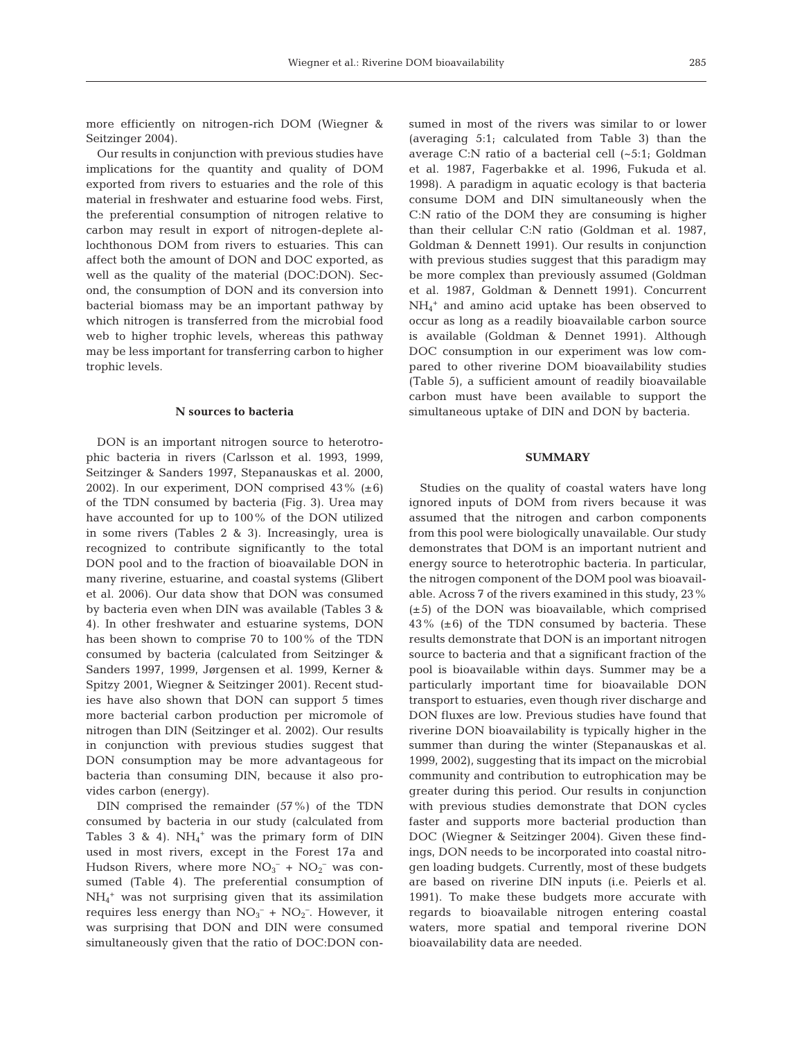more efficiently on nitrogen-rich DOM (Wiegner & Seitzinger 2004).

Our results in conjunction with previous studies have implications for the quantity and quality of DOM exported from rivers to estuaries and the role of this material in freshwater and estuarine food webs. First, the preferential consumption of nitrogen relative to carbon may result in export of nitrogen-deplete allochthonous DOM from rivers to estuaries. This can affect both the amount of DON and DOC exported, as well as the quality of the material (DOC:DON). Second, the consumption of DON and its conversion into bacterial biomass may be an important pathway by which nitrogen is transferred from the microbial food web to higher trophic levels, whereas this pathway may be less important for transferring carbon to higher trophic levels.

### N sources to bacteria

DON is an important nitrogen source to heterotrophic bacteria in rivers (Carlsson et al. 1993, 1999, Seitzinger & Sanders 1997, Stepanauskas et al. 2000, 2002). In our experiment, DON comprised 43% (±6) of the TDN consumed by bacteria (Fig. 3). Urea may have accounted for up to 100% of the DON utilized in some rivers (Tables 2 & 3). Increasingly, urea is recognized to contribute significantly to the total DON pool and to the fraction of bioavailable DON in many riverine, estuarine, and coastal systems (Glibert et al. 2006). Our data show that DON was consumed by bacteria even when DIN was available (Tables 3 & 4). In other freshwater and estuarine systems, DON has been shown to comprise 70 to 100% of the TDN consumed by bacteria (calculated from Seitzinger & Sanders 1997, 1999, Jørgensen et al. 1999, Kerner & Spitzy 2001, Wiegner & Seitzinger 2001). Recent studies have also shown that DON can support 5 times more bacterial carbon production per micromole of nitrogen than DIN (Seitzinger et al. 2002). Our results in conjunction with previous studies suggest that DON consumption may be more advantageous for bacteria than consuming DIN, because it also provides carbon (energy).

DIN comprised the remainder (57%) of the TDN consumed by bacteria in our study (calculated from Tables 3 & 4). $NH_4^+$ was the primary form of DIN used in most rivers, except in the Forest 17a and Hudson Rivers, where more $NO_3^-$ + $NO_2^-$ was consumed (Table 4). The preferential consumption of $NH_4^+$ was not surprising given that its assimilation requires less energy than $NO_3^-$ + $NO_2^-$. However, it was surprising that DON and DIN were consumed simultaneously given that the ratio of DOC:DON consumed in most of the rivers was similar to or lower (averaging 5:1; calculated from Table 3) than the average C:N ratio of a bacterial cell (~5:1; Goldman et al. 1987, Fagerbakke et al. 1996, Fukuda et al. 1998). A paradigm in aquatic ecology is that bacteria consume DOM and DIN simultaneously when the C:N ratio of the DOM they are consuming is higher than their cellular C:N ratio (Goldman et al. 1987, Goldman & Dennett 1991). Our results in conjunction with previous studies suggest that this paradigm may be more complex than previously assumed (Goldman et al. 1987, Goldman & Dennett 1991). Concurrent $NH_4^+$ and amino acid uptake has been observed to occur as long as a readily bioavailable carbon source is available (Goldman & Dennet 1991). Although DOC consumption in our experiment was low compared to other riverine DOM bioavailability studies (Table 5), a sufficient amount of readily bioavailable carbon must have been available to support the simultaneous uptake of DIN and DON by bacteria.

## SUMMARY

Studies on the quality of coastal waters have long ignored inputs of DOM from rivers because it was assumed that the nitrogen and carbon components from this pool were biologically unavailable. Our study demonstrates that DOM is an important nutrient and energy source to heterotrophic bacteria. In particular, the nitrogen component of the DOM pool was bioavailable. Across 7 of the rivers examined in this study, 23% (±5) of the DON was bioavailable, which comprised 43% (±6) of the TDN consumed by bacteria. These results demonstrate that DON is an important nitrogen source to bacteria and that a significant fraction of the pool is bioavailable within days. Summer may be a particularly important time for bioavailable DON transport to estuaries, even though river discharge and DON fluxes are low. Previous studies have found that riverine DON bioavailability is typically higher in the summer than during the winter (Stepanauskas et al. 1999, 2002), suggesting that its impact on the microbial community and contribution to eutrophication may be greater during this period. Our results in conjunction with previous studies demonstrate that DON cycles faster and supports more bacterial production than DOC (Wiegner & Seitzinger 2004). Given these findings, DON needs to be incorporated into coastal nitrogen loading budgets. Currently, most of these budgets are based on riverine DIN inputs (i.e. Peierls et al. 1991). To make these budgets more accurate with regards to bioavailable nitrogen entering coastal waters, more spatial and temporal riverine DON bioavailability data are needed.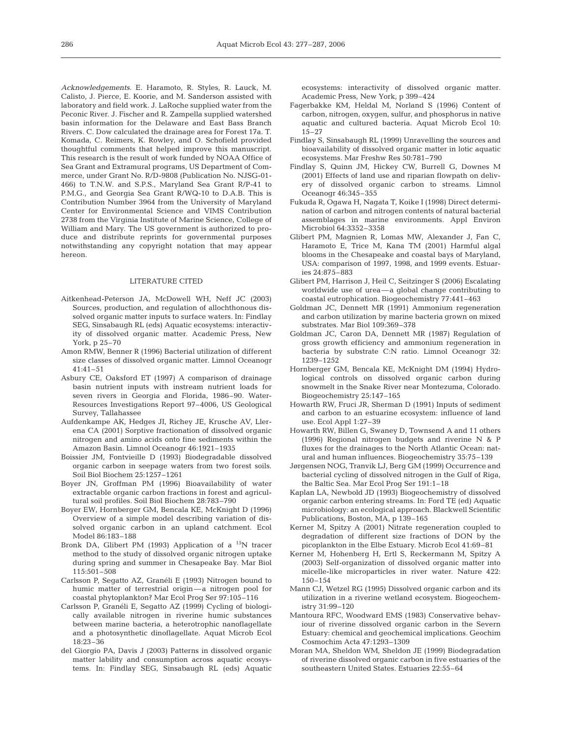*Acknowledgements.* E. Haramoto, R. Styles, R. Lauck, M. Calisto, J. Pierce, E. Koorie, and M. Sanderson assisted with laboratory and field work. J. LaRoche supplied water from the Peconic River. J. Fischer and R. Zampella supplied watershed basin information for the Delaware and East Bass Branch Rivers. C. Dow calculated the drainage area for Forest 17a. T. Komada, C. Reimers, K. Rowley, and O. Schofield provided thoughtful comments that helped improve this manuscript. This research is the result of work funded by NOAA Office of Sea Grant and Extramural programs, US Department of Commerce, under Grant No. R/D-9808 (Publication No. NJSG-01-466) to T.N.W. and S.P.S., Maryland Sea Grant R/P-41 to P.M.G., and Georgia Sea Grant R/WQ-10 to D.A.B. This is Contribution Number 3964 from the University of Maryland Center for Environmental Science and VIMS Contribution 2738 from the Virginia Institute of Marine Science, College of William and Mary. The US government is authorized to produce and distribute reprints for governmental purposes notwithstanding any copyright notation that may appear hereon.

## LITERATURE CITED

- Aitkenhead-Peterson JA, McDowell WH, Neff JC (2003) Sources, production, and regulation of allochthonous dissolved organic matter inputs to surface waters. In: Findlay SEG, Sinsabaugh RL (eds) Aquatic ecosystems: interactivity of dissolved organic matter. Academic Press, New York, p 25–70
- Amon RMW, Benner R (1996) Bacterial utilization of different size classes of dissolved organic matter. Limnol Oceanogr 41:41–51
- Asbury CE, Oaksford ET (1997) A comparison of drainage basin nutrient inputs with instream nutrient loads for seven rivers in Georgia and Florida, 1986–90. Water-Resources Investigations Report 97–4006, US Geological Survey, Tallahassee
- Aufdenkampe AK, Hedges JI, Richey JE, Krusche AV, Llerena CA (2001) Sorptive fractionation of dissolved organic nitrogen and amino acids onto fine sediments within the Amazon Basin. Limnol Oceanogr 46:1921–1935
- Boissier JM, Fontvieille D (1993) Biodegradable dissolved organic carbon in seepage waters from two forest soils. Soil Biol Biochem 25:1257–1261
- Boyer JN, Groffman PM (1996) Bioavailability of water extractable organic carbon fractions in forest and agricultural soil profiles. Soil Biol Biochem 28:783–790
- Boyer EW, Hornberger GM, Bencala KE, McKnight D (1996) Overview of a simple model describing variation of dissolved organic carbon in an upland catchment. Ecol Model 86:183–188
- Bronk DA, Glibert PM (1993) Application of a $^{15}N$ tracer method to the study of dissolved organic nitrogen uptake during spring and summer in Chesapeake Bay. Mar Biol 115:501–508
- Carlsson P, Segatto AZ, Granéli E (1993) Nitrogen bound to humic matter of terrestrial origin—a nitrogen pool for coastal phytoplankton? Mar Ecol Prog Ser 97:105–116
- Carlsson P, Granéli E, Segatto AZ (1999) Cycling of biologically available nitrogen in riverine humic substances between marine bacteria, a heterotrophic nanoflagellate and a photosynthetic dinoflagellate. Aquat Microb Ecol 18:23–36
- del Giorgio PA, Davis J (2003) Patterns in dissolved organic matter lability and consumption across aquatic ecosystems. In: Findlay SEG, Sinsabaugh RL (eds) Aquatic ecosystems: interactivity of dissolved organic matter. Academic Press, New York, p 399–424
- Fagerbakke KM, Heldal M, Norland S (1996) Content of carbon, nitrogen, oxygen, sulfur, and phosphorus in native aquatic and cultured bacteria. Aquat Microb Ecol 10: 15–27
- Findlay S, Sinsabaugh RL (1999) Unravelling the sources and bioavailability of dissolved organic matter in lotic aquatic ecosystems. Mar Freshw Res 50:781–790
- Findlay S, Quinn JM, Hickey CW, Burrell G, Downes M (2001) Effects of land use and riparian flowpath on delivery of dissolved organic carbon to streams. Limnol Oceanogr 46:345–355
- Fukuda R, Ogawa H, Nagata T, Koike I (1998) Direct determination of carbon and nitrogen contents of natural bacterial assemblages in marine environments. Appl Environ Microbiol 64:3352–3358
- Glibert PM, Magnien R, Lomas MW, Alexander J, Fan C, Haramoto E, Trice M, Kana TM (2001) Harmful algal blooms in the Chesapeake and coastal bays of Maryland, USA: comparison of 1997, 1998, and 1999 events. Estuaries 24:875–883
- Glibert PM, Harrison J, Heil C, Seitzinger S (2006) Escalating worldwide use of urea—a global change contributing to coastal eutrophication. Biogeochemistry 77:441–463
- Goldman JC, Dennett MR (1991) Ammonium regeneration and carbon utilization by marine bacteria grown on mixed substrates. Mar Biol 109:369–378
- Goldman JC, Caron DA, Dennett MR (1987) Regulation of gross growth efficiency and ammonium regeneration in bacteria by substrate C:N ratio. Limnol Oceanogr 32: 1239–1252
- Hornberger GM, Bencala KE, McKnight DM (1994) Hydrological controls on dissolved organic carbon during snowmelt in the Snake River near Montezuma, Colorado. Biogeochemistry 25:147–165
- Howarth RW, Fruci JR, Sherman D (1991) Inputs of sediment and carbon to an estuarine ecosystem: influence of land use. Ecol Appl 1:27–39
- Howarth RW, Billen G, Swaney D, Townsend A and 11 others (1996) Regional nitrogen budgets and riverine N & P fluxes for the drainages to the North Atlantic Ocean: natural and human influences. Biogeochemistry 35:75–139
- Jørgensen NOG, Tranvik LJ, Berg GM (1999) Occurrence and bacterial cycling of dissolved nitrogen in the Gulf of Riga, the Baltic Sea. Mar Ecol Prog Ser 191:1–18
- Kaplan LA, Newbold JD (1993) Biogeochemistry of dissolved organic carbon entering streams. In: Ford TE (ed) Aquatic microbiology: an ecological approach. Blackwell Scientific Publications, Boston, MA, p 139–165
- Kerner M, Spitzy A (2001) Nitrate regeneration coupled to degradation of different size fractions of DON by the picoplankton in the Elbe Estuary. Microb Ecol 41:69–81
- Kerner M, Hohenberg H, Ertl S, Reckermann M, Spitzy A (2003) Self-organization of dissolved organic matter into micelle-like microparticles in river water. Nature 422: 150–154
- Mann CJ, Wetzel RG (1995) Dissolved organic carbon and its utilization in a riverine wetland ecosystem. Biogeochemistry 31:99–120
- Mantoura RFC, Woodward EMS (1983) Conservative behaviour of riverine dissolved organic carbon in the Severn Estuary: chemical and geochemical implications. Geochim Cosmochim Acta 47:1293–1309
- Moran MA, Sheldon WM, Sheldon JE (1999) Biodegradation of riverine dissolved organic carbon in five estuaries of the southeastern United States. Estuaries 22:55–64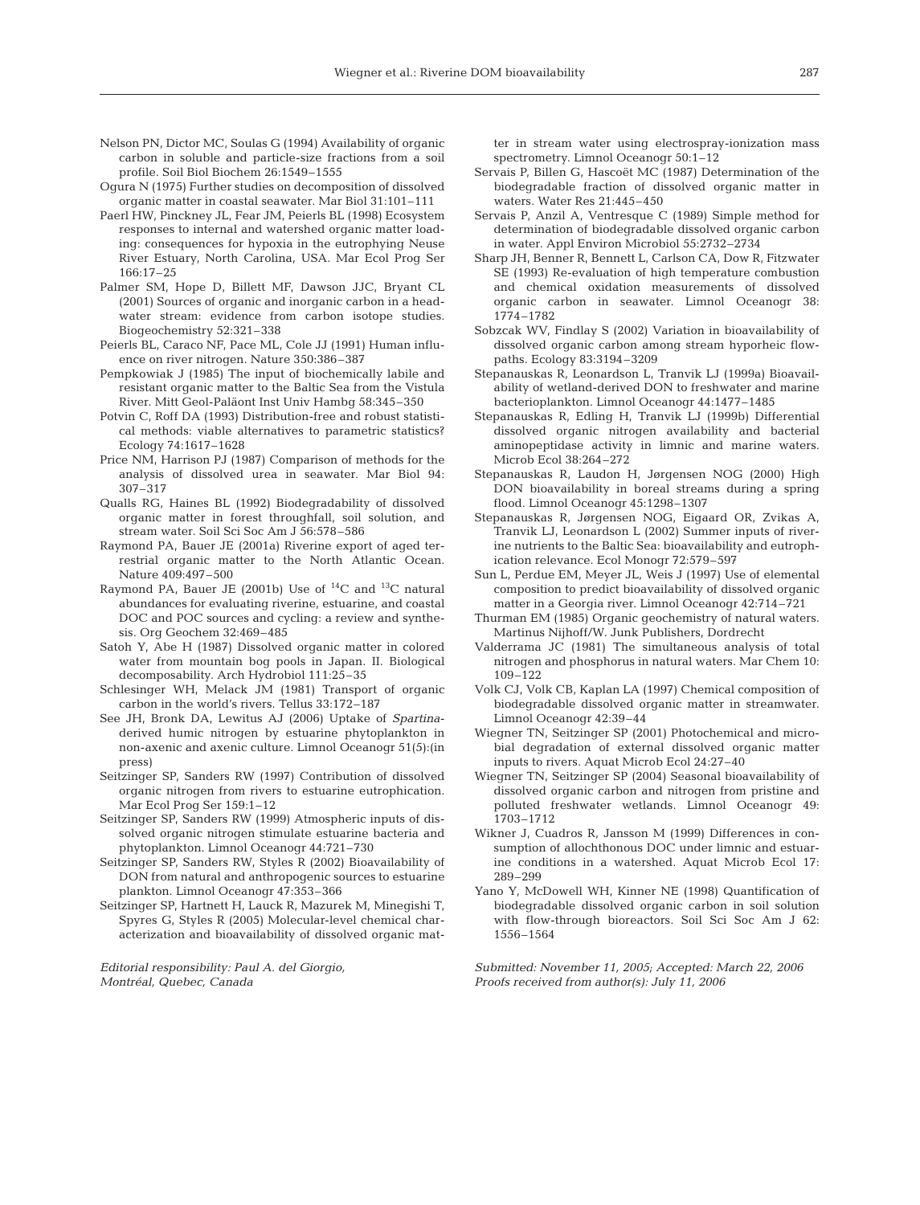Nelson PN, Dictor MC, Soulas G (1994) Availability of organic carbon in soluble and particle-size fractions from a soil profile. Soil Biol Biochem 26:1549–1555

Ogura N (1975) Further studies on decomposition of dissolved organic matter in coastal seawater. Mar Biol 31:101–111

Paerl HW, Pinckney JL, Fear JM, Peierls BL (1998) Ecosystem responses to internal and watershed organic matter loading: consequences for hypoxia in the eutrophying Neuse River Estuary, North Carolina, USA. Mar Ecol Prog Ser 166:17–25

Palmer SM, Hope D, Billett MF, Dawson JJC, Bryant CL (2001) Sources of organic and inorganic carbon in a headwater stream: evidence from carbon isotope studies. Biogeochemistry 52:321–338

Peierls BL, Caraco NF, Pace ML, Cole JJ (1991) Human influence on river nitrogen. Nature 350:386–387

Pempkowiak J (1985) The input of biochemically labile and resistant organic matter to the Baltic Sea from the Vistula River. Mitt Geol-Paläont Inst Univ Hambg 58:345–350

Potvin C, Roff DA (1993) Distribution-free and robust statistical methods: viable alternatives to parametric statistics? Ecology 74:1617–1628

Price NM, Harrison PJ (1987) Comparison of methods for the analysis of dissolved urea in seawater. Mar Biol 94: 307–317

Qualls RG, Haines BL (1992) Biodegradability of dissolved organic matter in forest throughfall, soil solution, and stream water. Soil Sci Soc Am J 56:578–586

Raymond PA, Bauer JE (2001a) Riverine export of aged terrestrial organic matter to the North Atlantic Ocean. Nature 409:497–500

Raymond PA, Bauer JE (2001b) Use of $^{14}C$ and $^{13}C$ natural abundances for evaluating riverine, estuarine, and coastal DOC and POC sources and cycling: a review and synthesis. Org Geochem 32:469–485

Satoh Y, Abe H (1987) Dissolved organic matter in colored water from mountain bog pools in Japan. II. Biological decomposability. Arch Hydrobiol 111:25–35

Schlesinger WH, Melack JM (1981) Transport of organic carbon in the world's rivers. Tellus 33:172–187

See JH, Bronk DA, Lewitus AJ (2006) Uptake of *Spartina*-derived humic nitrogen by estuarine phytoplankton in non-axenic and axenic culture. Limnol Oceanogr 51(5):(in press)

Seitzinger SP, Sanders RW (1997) Contribution of dissolved organic nitrogen from rivers to estuarine eutrophication. Mar Ecol Prog Ser 159:1–12

Seitzinger SP, Sanders RW (1999) Atmospheric inputs of dissolved organic nitrogen stimulate estuarine bacteria and phytoplankton. Limnol Oceanogr 44:721–730

Seitzinger SP, Sanders RW, Styles R (2002) Bioavailability of DON from natural and anthropogenic sources to estuarine plankton. Limnol Oceanogr 47:353–366

Seitzinger SP, Hartnett H, Lauck R, Mazurek M, Minegishi T, Spyres G, Styles R (2005) Molecular-level chemical characterization and bioavailability of dissolved organic matter in stream water using electrospray-ionization mass spectrometry. Limnol Oceanogr 50:1–12

Servais P, Billen G, Hascoët MC (1987) Determination of the biodegradable fraction of dissolved organic matter in waters. Water Res 21:445–450

Servais P, Anzil A, Ventresque C (1989) Simple method for determination of biodegradable dissolved organic carbon in water. Appl Environ Microbiol 55:2732–2734

Sharp JH, Benner R, Bennett L, Carlson CA, Dow R, Fitzwater SE (1993) Re-evaluation of high temperature combustion and chemical oxidation measurements of dissolved organic carbon in seawater. Limnol Oceanogr 38: 1774–1782

Sobzcak WV, Findlay S (2002) Variation in bioavailability of dissolved organic carbon among stream hyporheic flowpaths. Ecology 83:3194–3209

Stepanauskas R, Leonardson L, Tranvik LJ (1999a) Bioavailability of wetland-derived DON to freshwater and marine bacterioplankton. Limnol Oceanogr 44:1477–1485

Stepanauskas R, Edling H, Tranvik LJ (1999b) Differential dissolved organic nitrogen availability and bacterial aminopeptidase activity in limnic and marine waters. Microb Ecol 38:264–272

Stepanauskas R, Laudon H, Jørgensen NOG (2000) High DON bioavailability in boreal streams during a spring flood. Limnol Oceanogr 45:1298–1307

Stepanauskas R, Jørgensen NOG, Eigaard OR, Zvikas A, Tranvik LJ, Leonardson L (2002) Summer inputs of riverine nutrients to the Baltic Sea: bioavailability and eutrophication relevance. Ecol Monogr 72:579–597

Sun L, Perdue EM, Meyer JL, Weis J (1997) Use of elemental composition to predict bioavailability of dissolved organic matter in a Georgia river. Limnol Oceanogr 42:714–721

Thurman EM (1985) Organic geochemistry of natural waters. Martinus Nijhoff/W. Junk Publishers, Dordrecht

Valderrama JC (1981) The simultaneous analysis of total nitrogen and phosphorus in natural waters. Mar Chem 10: 109–122

Volk CJ, Volk CB, Kaplan LA (1997) Chemical composition of biodegradable dissolved organic matter in streamwater. Limnol Oceanogr 42:39–44

Wiegner TN, Seitzinger SP (2001) Photochemical and microbial degradation of external dissolved organic matter inputs to rivers. Aquat Microb Ecol 24:27–40

Wiegner TN, Seitzinger SP (2004) Seasonal bioavailability of dissolved organic carbon and nitrogen from pristine and polluted freshwater wetlands. Limnol Oceanogr 49: 1703–1712

Wikner J, Cuadros R, Jansson M (1999) Differences in consumption of allochthonous DOC under limnic and estuarine conditions in a watershed. Aquat Microb Ecol 17: 289–299

Yano Y, McDowell WH, Kinner NE (1998) Quantification of biodegradable dissolved organic carbon in soil solution with flow-through bioreactors. Soil Sci Soc Am J 62: 1556–1564

*Editorial responsibility: Paul A. del Giorgio, Montréal, Quebec, Canada*

*Submitted: November 11, 2005; Accepted: March 22, 2006*
*Proofs received from author(s): July 11, 2006*